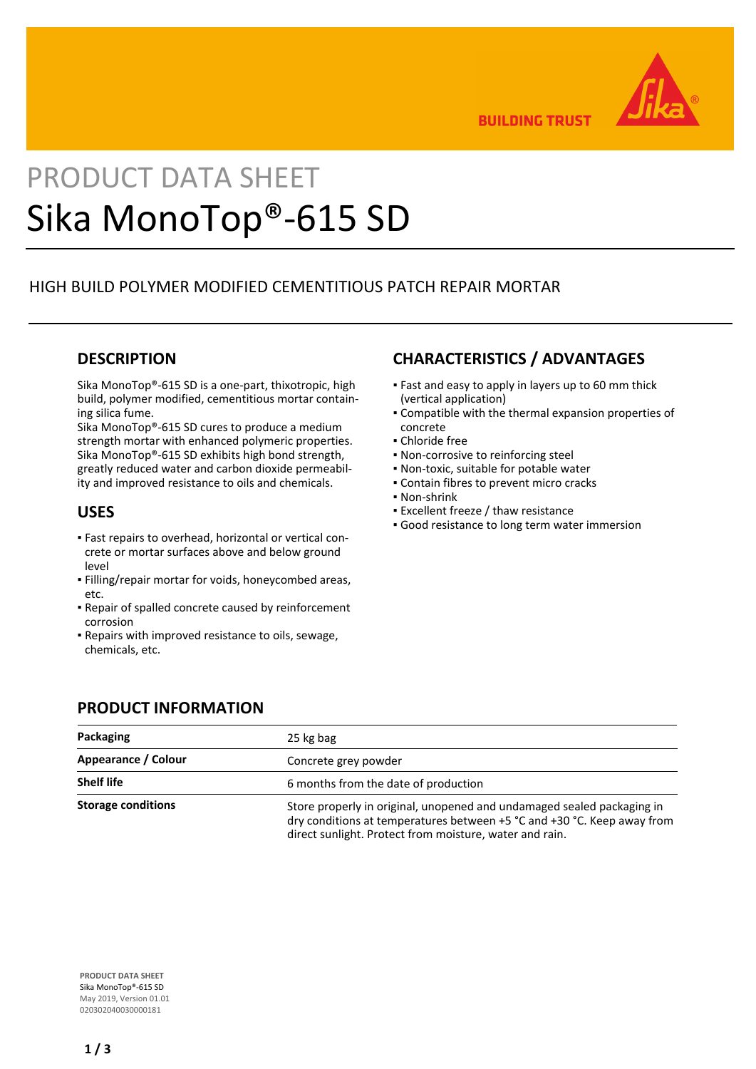PRODUCT DATA SHEET

# Sika MonoTop®-615 SD

HIGH BUILD POLYMER MODIFIED CEMENTITIOUS PATCH REPAIR MORTAR

## DESCRIPTION

Sika MonoTop®-615 SD is a one-part, thixotropic, high build, polymer modified, cementitious mortar containing silica fume.
Sika MonoTop®-615 SD cures to produce a medium strength mortar with enhanced polymeric properties. Sika MonoTop®-615 SD exhibits high bond strength, greatly reduced water and carbon dioxide permeability and improved resistance to oils and chemicals.

## USES

- Fast repairs to overhead, horizontal or vertical concrete or mortar surfaces above and below ground level
- Filling/repair mortar for voids, honeycombed areas, etc.
- Repair of spalled concrete caused by reinforcement corrosion
- Repairs with improved resistance to oils, sewage, chemicals, etc.

## CHARACTERISTICS / ADVANTAGES

- Fast and easy to apply in layers up to 60 mm thick (vertical application)
- Compatible with the thermal expansion properties of concrete
- Chloride free
- Non-corrosive to reinforcing steel
- Non-toxic, suitable for potable water
- Contain fibres to prevent micro cracks
- Non-shrink
- Excellent freeze / thaw resistance
- Good resistance to long term water immersion

## PRODUCT INFORMATION

| | |
|---|---|
| **Packaging** | 25 kg bag |
| **Appearance / Colour** | Concrete grey powder |
| **Shelf life** | 6 months from the date of production |
| **Storage conditions** | Store properly in original, unopened and undamaged sealed packaging in dry conditions at temperatures between +5 °C and +30 °C. Keep away from direct sunlight. Protect from moisture, water and rain. |

**PRODUCT DATA SHEET**
Sika MonoTop®-615 SD
May 2019, Version 01.01
020302040030000181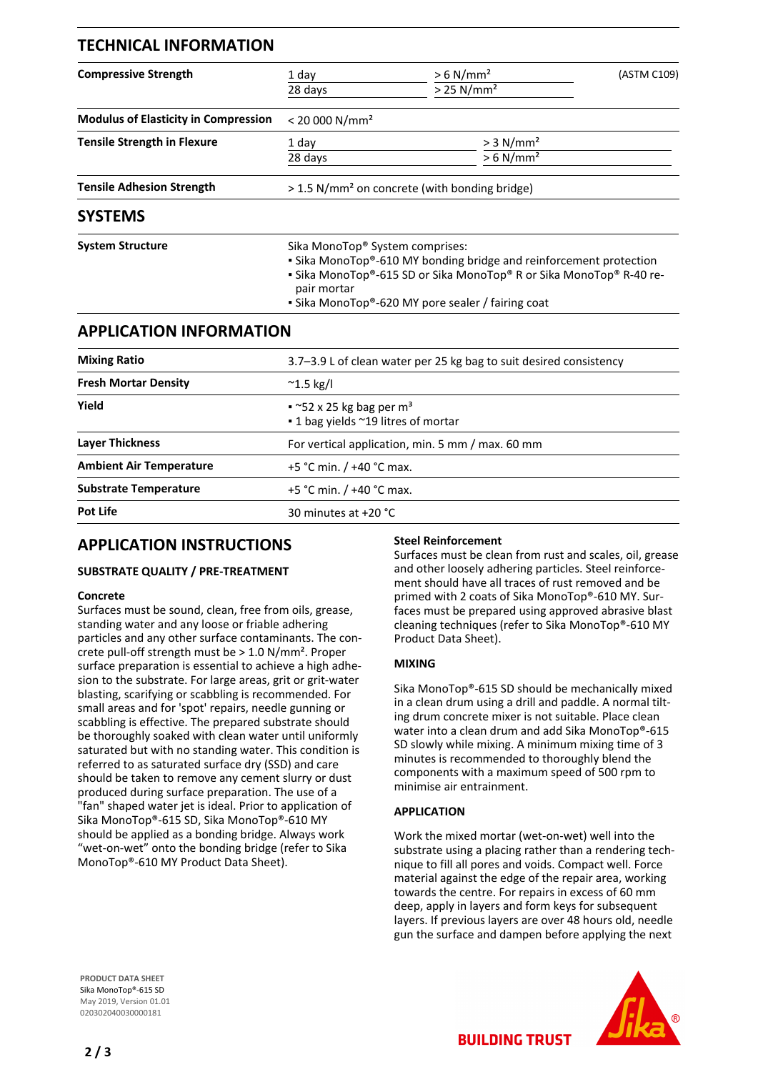## TECHNICAL INFORMATION

| | | | |
|---|---|---|---|
| **Compressive Strength** | 1 day | > 6 N/mm² | (ASTM C109) |
| | 28 days | > 25 N/mm² | |
| **Modulus of Elasticity in Compression** | < 20 000 N/mm² | | |
| **Tensile Strength in Flexure** | 1 day | > 3 N/mm² | |
| | 28 days | > 6 N/mm² | |
| **Tensile Adhesion Strength** | > 1.5 N/mm² on concrete (with bonding bridge) | | |

## SYSTEMS

| | |
|---|---|
| **System Structure** | Sika MonoTop® System comprises:<br>▪ Sika MonoTop®-610 MY bonding bridge and reinforcement protection<br>▪ Sika MonoTop®-615 SD or Sika MonoTop® R or Sika MonoTop® R-40 repair mortar<br>▪ Sika MonoTop®-620 MY pore sealer / fairing coat |

## APPLICATION INFORMATION

| | |
|---|---|
| **Mixing Ratio** | 3.7–3.9 L of clean water per 25 kg bag to suit desired consistency |
| **Fresh Mortar Density** | ~1.5 kg/l |
| **Yield** | ▪ ~52 x 25 kg bag per m³<br>▪ 1 bag yields ~19 litres of mortar |
| **Layer Thickness** | For vertical application, min. 5 mm / max. 60 mm |
| **Ambient Air Temperature** | +5 °C min. / +40 °C max. |
| **Substrate Temperature** | +5 °C min. / +40 °C max. |
| **Pot Life** | 30 minutes at +20 °C |

## APPLICATION INSTRUCTIONS

### SUBSTRATE QUALITY / PRE-TREATMENT

**Concrete**

Surfaces must be sound, clean, free from oils, grease, standing water and any loose or friable adhering particles and any other surface contaminants. The concrete pull-off strength must be > 1.0 N/mm². Proper surface preparation is essential to achieve a high adhesion to the substrate. For large areas, grit or grit-water blasting, scarifying or scabbling is recommended. For small areas and for 'spot' repairs, needle gunning or scabbling is effective. The prepared substrate should be thoroughly soaked with clean water until uniformly saturated but with no standing water. This condition is referred to as saturated surface dry (SSD) and care should be taken to remove any cement slurry or dust produced during surface preparation. The use of a "fan" shaped water jet is ideal. Prior to application of Sika MonoTop®-615 SD, Sika MonoTop®-610 MY should be applied as a bonding bridge. Always work "wet-on-wet" onto the bonding bridge (refer to Sika MonoTop®-610 MY Product Data Sheet).

**Steel Reinforcement**

Surfaces must be clean from rust and scales, oil, grease and other loosely adhering particles. Steel reinforcement should have all traces of rust removed and be primed with 2 coats of Sika MonoTop®-610 MY. Surfaces must be prepared using approved abrasive blast cleaning techniques (refer to Sika MonoTop®-610 MY Product Data Sheet).

### MIXING

Sika MonoTop®-615 SD should be mechanically mixed in a clean drum using a drill and paddle. A normal tilting drum concrete mixer is not suitable. Place clean water into a clean drum and add Sika MonoTop®-615 SD slowly while mixing. A minimum mixing time of 3 minutes is recommended to thoroughly blend the components with a maximum speed of 500 rpm to minimise air entrainment.

### APPLICATION

Work the mixed mortar (wet-on-wet) well into the substrate using a placing rather than a rendering technique to fill all pores and voids. Compact well. Force material against the edge of the repair area, working towards the centre. For repairs in excess of 60 mm deep, apply in layers and form keys for subsequent layers. If previous layers are over 48 hours old, needle gun the surface and dampen before applying the next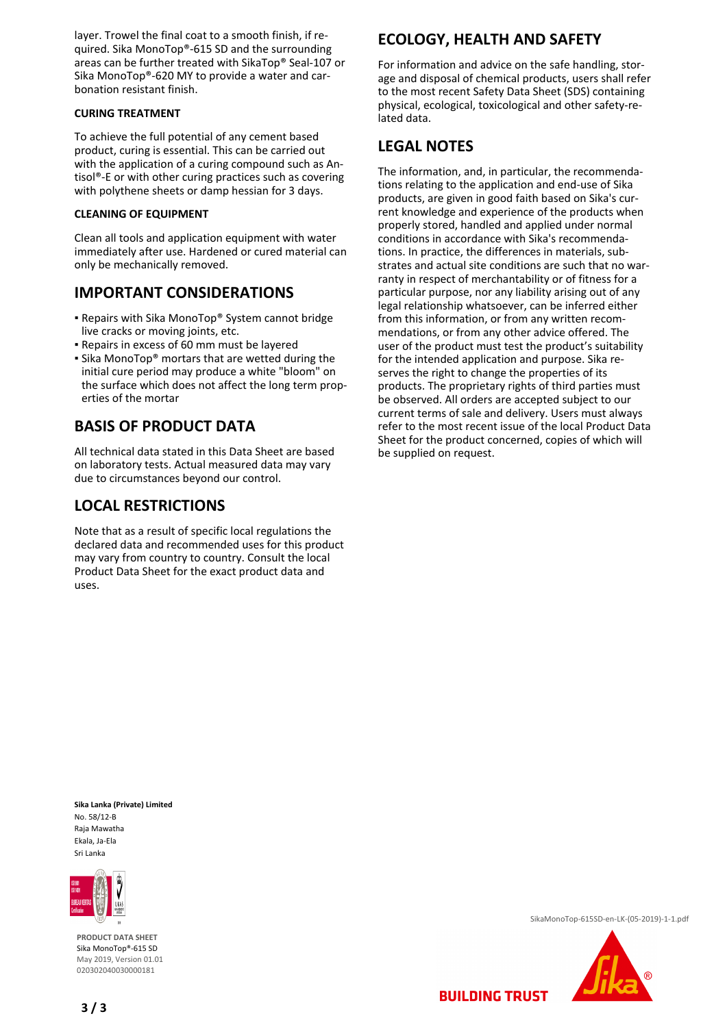layer. Trowel the final coat to a smooth finish, if required. Sika MonoTop®-615 SD and the surrounding areas can be further treated with SikaTop® Seal-107 or Sika MonoTop®-620 MY to provide a water and carbonation resistant finish.

#### CURING TREATMENT

To achieve the full potential of any cement based product, curing is essential. This can be carried out with the application of a curing compound such as Antisol®-E or with other curing practices such as covering with polythene sheets or damp hessian for 3 days.

#### CLEANING OF EQUIPMENT

Clean all tools and application equipment with water immediately after use. Hardened or cured material can only be mechanically removed.

## IMPORTANT CONSIDERATIONS

- Repairs with Sika MonoTop® System cannot bridge live cracks or moving joints, etc.
- Repairs in excess of 60 mm must be layered
- Sika MonoTop® mortars that are wetted during the initial cure period may produce a white "bloom" on the surface which does not affect the long term properties of the mortar

## BASIS OF PRODUCT DATA

All technical data stated in this Data Sheet are based on laboratory tests. Actual measured data may vary due to circumstances beyond our control.

## LOCAL RESTRICTIONS

Note that as a result of specific local regulations the declared data and recommended uses for this product may vary from country to country. Consult the local Product Data Sheet for the exact product data and uses.

## ECOLOGY, HEALTH AND SAFETY

For information and advice on the safe handling, storage and disposal of chemical products, users shall refer to the most recent Safety Data Sheet (SDS) containing physical, ecological, toxicological and other safety-related data.

## LEGAL NOTES

The information, and, in particular, the recommendations relating to the application and end-use of Sika products, are given in good faith based on Sika's current knowledge and experience of the products when properly stored, handled and applied under normal conditions in accordance with Sika's recommendations. In practice, the differences in materials, substrates and actual site conditions are such that no warranty in respect of merchantability or of fitness for a particular purpose, nor any liability arising out of any legal relationship whatsoever, can be inferred either from this information, or from any written recommendations, or from any other advice offered. The user of the product must test the product's suitability for the intended application and purpose. Sika reserves the right to change the properties of its products. The proprietary rights of third parties must be observed. All orders are accepted subject to our current terms of sale and delivery. Users must always refer to the most recent issue of the local Product Data Sheet for the product concerned, copies of which will be supplied on request.

**Sika Lanka (Private) Limited**
No. 58/12-B
Raja Mawatha
Ekala, Ja-Ela
Sri Lanka

**PRODUCT DATA SHEET**
Sika MonoTop®-615 SD
May 2019, Version 01.01
020302040030000181

SikaMonoTop-615SD-en-LK-(05-2019)-1-1.pdf

BUILDING TRUST